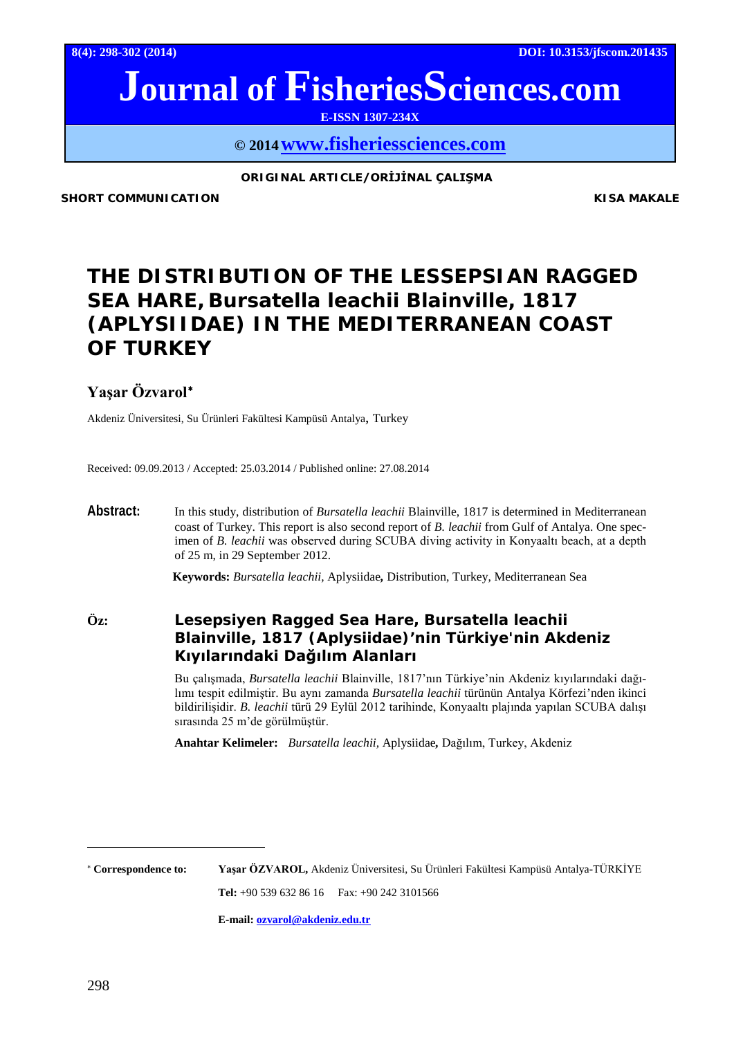**ORIGINAL ARTICLE/ORİJİNAL ÇALIŞMA**

**SHORT COMMUNICATION** **KISA MAKALE**

# THE DISTRIBUTION OF THE LESSEPSIAN RAGGED SEA HARE, *Bursatella leachii* Blainville, 1817 (APLYSIIDAE) IN THE MEDITERRANEAN COAST OF TURKEY

**Yaşar Özvarol***

Akdeniz Üniversitesi, Su Ürünleri Fakültesi Kampüsü Antalya, Turkey

Received: 09.09.2013 / Accepted: 25.03.2014 / Published online: 27.08.2014

**Abstract:** In this study, distribution of *Bursatella leachii* Blainville, 1817 is determined in Mediterranean coast of Turkey. This report is also second report of *B. leachii* from Gulf of Antalya. One specimen of *B. leachii* was observed during SCUBA diving activity in Konyaaltı beach, at a depth of 25 m, in 29 September 2012.

**Keywords:** *Bursatella leachii,* Aplysiidae**,** Distribution, Turkey, Mediterranean Sea

**Öz:**

## Lesepsiyen Ragged Sea Hare, Bursatella leachii Blainville, 1817 (Aplysiidae)'nin Türkiye'nin Akdeniz Kıyılarındaki Dağılım Alanları

Bu çalışmada, *Bursatella leachii* Blainville, 1817'nın Türkiye'nin Akdeniz kıyılarındaki dağılımı tespit edilmiştir. Bu aynı zamanda *Bursatella leachii* türünün Antalya Körfezi'nden ikinci bildirilişidir. *B. leachii* türü 29 Eylül 2012 tarihinde, Konyaaltı plajında yapılan SCUBA dalışı sırasında 25 m'de görülmüştür.

**Anahtar Kelimeler:** *Bursatella leachii,* Aplysiidae**,** Dağılım, Turkey, Akdeniz

---

* **Correspondence to:** **Yaşar ÖZVAROL,** Akdeniz Üniversitesi, Su Ürünleri Fakültesi Kampüsü Antalya-TÜRKİYE

**Tel:** +90 539 632 86 16 Fax: +90 242 3101566

**E-mail:** ozvarol@akdeniz.edu.tr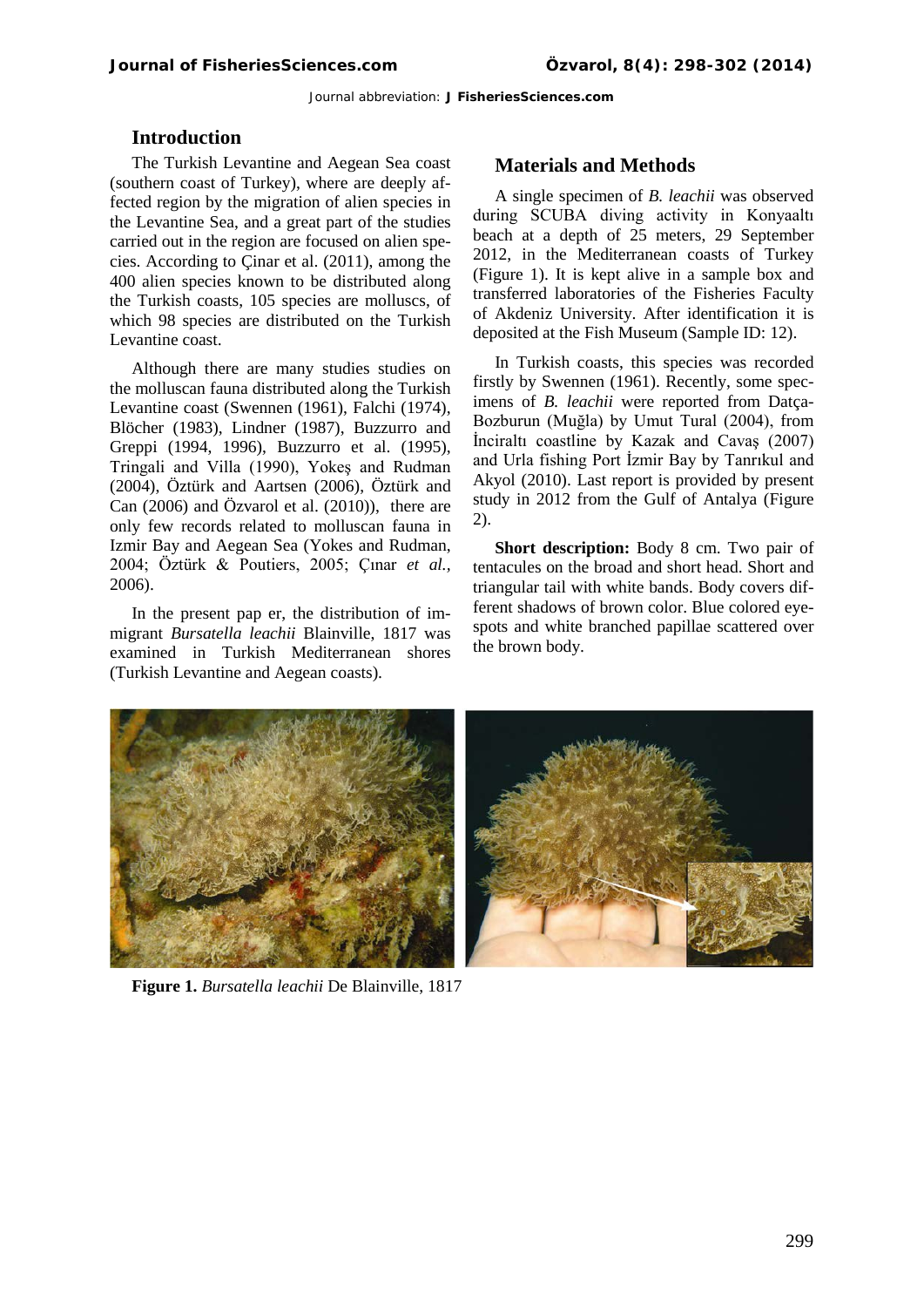## Introduction

The Turkish Levantine and Aegean Sea coast (southern coast of Turkey), where are deeply affected region by the migration of alien species in the Levantine Sea, and a great part of the studies carried out in the region are focused on alien species. According to Çinar et al. (2011), among the 400 alien species known to be distributed along the Turkish coasts, 105 species are molluscs, of which 98 species are distributed on the Turkish Levantine coast.

Although there are many studies studies on the molluscan fauna distributed along the Turkish Levantine coast (Swennen (1961), Falchi (1974), Blöcher (1983), Lindner (1987), Buzzurro and Greppi (1994, 1996), Buzzurro et al. (1995), Tringali and Villa (1990), Yokeş and Rudman (2004), Öztürk and Aartsen (2006), Öztürk and Can (2006) and Özvarol et al. (2010)), there are only few records related to molluscan fauna in Izmir Bay and Aegean Sea (Yokes and Rudman, 2004; Öztürk & Poutiers, 2005; Çınar *et al.*, 2006).

In the present pap er, the distribution of immigrant *Bursatella leachii* Blainville, 1817 was examined in Turkish Mediterranean shores (Turkish Levantine and Aegean coasts).

## Materials and Methods

A single specimen of *B. leachii* was observed during SCUBA diving activity in Konyaaltı beach at a depth of 25 meters, 29 September 2012, in the Mediterranean coasts of Turkey (Figure 1). It is kept alive in a sample box and transferred laboratories of the Fisheries Faculty of Akdeniz University. After identification it is deposited at the Fish Museum (Sample ID: 12).

In Turkish coasts, this species was recorded firstly by Swennen (1961). Recently, some specimens of *B. leachii* were reported from Datça-Bozburun (Muğla) by Umut Tural (2004), from İnciraltı coastline by Kazak and Cavaş (2007) and Urla fishing Port İzmir Bay by Tanrıkul and Akyol (2010). Last report is provided by present study in 2012 from the Gulf of Antalya (Figure 2).

**Short description:** Body 8 cm. Two pair of tentacules on the broad and short head. Short and triangular tail with white bands. Body covers different shadows of brown color. Blue colored eyespots and white branched papillae scattered over the brown body.

**Figure 1.** *Bursatella leachii* De Blainville, 1817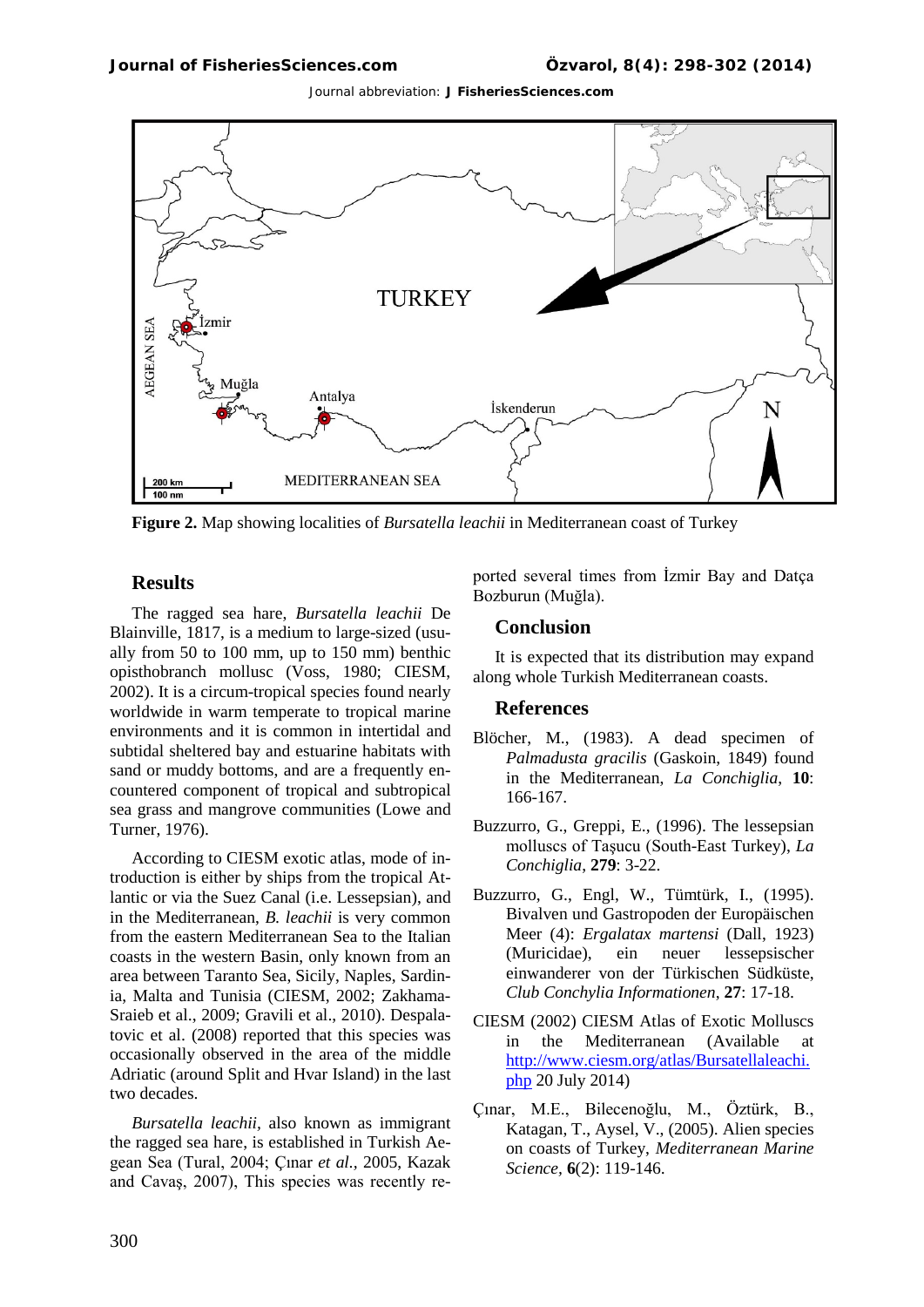**Figure 2.** Map showing localities of *Bursatella leachii* in Mediterranean coast of Turkey

## Results

The ragged sea hare, *Bursatella leachii* De Blainville, 1817, is a medium to large-sized (usually from 50 to 100 mm, up to 150 mm) benthic opisthobranch mollusc (Voss, 1980; CIESM, 2002). It is a circum-tropical species found nearly worldwide in warm temperate to tropical marine environments and it is common in intertidal and subtidal sheltered bay and estuarine habitats with sand or muddy bottoms, and are a frequently encountered component of tropical and subtropical sea grass and mangrove communities (Lowe and Turner, 1976).

According to CIESM exotic atlas, mode of introduction is either by ships from the tropical Atlantic or via the Suez Canal (i.e. Lessepsian), and in the Mediterranean, *B. leachii* is very common from the eastern Mediterranean Sea to the Italian coasts in the western Basin, only known from an area between Taranto Sea, Sicily, Naples, Sardinia, Malta and Tunisia (CIESM, 2002; Zakhama-Sraieb et al., 2009; Gravili et al., 2010). Despalatovic et al. (2008) reported that this species was occasionally observed in the area of the middle Adriatic (around Split and Hvar Island) in the last two decades.

*Bursatella leachii*, also known as immigrant the ragged sea hare, is established in Turkish Aegean Sea (Tural, 2004; Çınar *et al.*, 2005, Kazak and Cavaş, 2007), This species was recently reported several times from İzmir Bay and Datça Bozburun (Muğla).

## Conclusion

It is expected that its distribution may expand along whole Turkish Mediterranean coasts.

## References

Blöcher, M., (1983). A dead specimen of *Palmadusta gracilis* (Gaskoin, 1849) found in the Mediterranean, *La Conchiglia*, **10**: 166-167.

Buzzurro, G., Greppi, E., (1996). The lessepsian molluscs of Taşucu (South-East Turkey), *La Conchiglia*, **279**: 3-22.

Buzzurro, G., Engl, W., Tümtürk, I., (1995). Bivalven und Gastropoden der Europäischen Meer (4): *Ergalatax martensi* (Dall, 1923) (Muricidae), ein neuer lessepsischer einwanderer von der Türkischen Südküste, *Club Conchylia Informationen*, **27**: 17-18.

CIESM (2002) CIESM Atlas of Exotic Molluscs in the Mediterranean (Available at http://www.ciesm.org/atlas/Bursatellaleachi.php 20 July 2014)

Çınar, M.E., Bilecenoğlu, M., Öztürk, B., Katagan, T., Aysel, V., (2005). Alien species on coasts of Turkey, *Mediterranean Marine Science*, **6**(2): 119-146.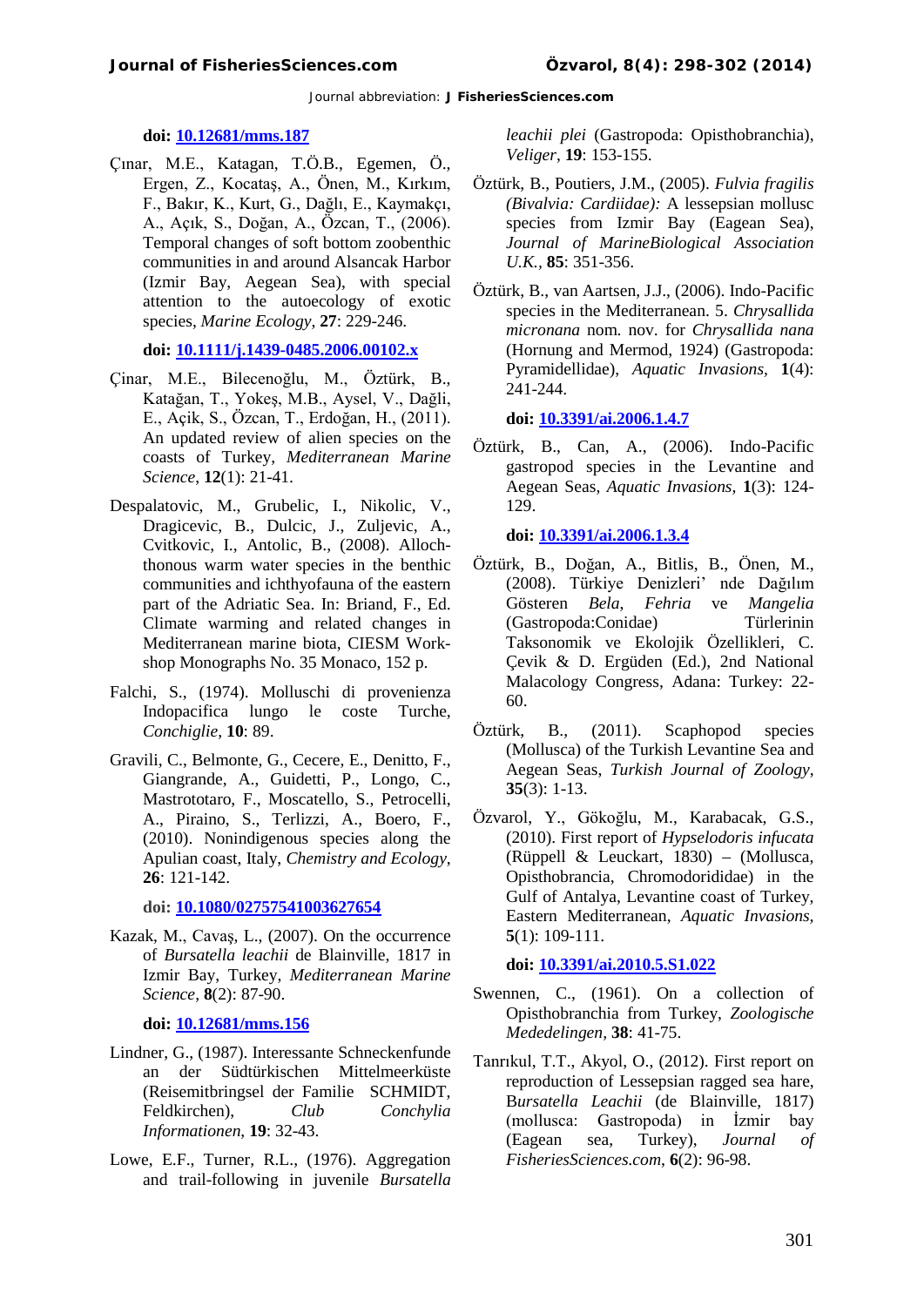**doi: 10.12681/mms.187**

Çınar, M.E., Katagan, T.Ö.B., Egemen, Ö., Ergen, Z., Kocataş, A., Önen, M., Kırkım, F., Bakır, K., Kurt, G., Dağlı, E., Kaymakçı, A., Açık, S., Doğan, A., Özcan, T., (2006). Temporal changes of soft bottom zoobenthic communities in and around Alsancak Harbor (Izmir Bay, Aegean Sea), with special attention to the autoecology of exotic species, *Marine Ecology*, **27**: 229-246.

**doi: 10.1111/j.1439-0485.2006.00102.x**

Çinar, M.E., Bilecenoğlu, M., Öztürk, B., Katağan, T., Yokeş, M.B., Aysel, V., Dağli, E., Açik, S., Özcan, T., Erdoğan, H., (2011). An updated review of alien species on the coasts of Turkey, *Mediterranean Marine Science*, **12**(1): 21-41.

Despalatovic, M., Grubelic, I., Nikolic, V., Dragicevic, B., Dulcic, J., Zuljevic, A., Cvitkovic, I., Antolic, B., (2008). Allochthonous warm water species in the benthic communities and ichthyofauna of the eastern part of the Adriatic Sea. In: Briand, F., Ed. Climate warming and related changes in Mediterranean marine biota, CIESM Workshop Monographs No. 35 Monaco, 152 p.

Falchi, S., (1974). Molluschi di provenienza Indopacifica lungo le coste Turche, *Conchiglie*, **10**: 89.

Gravili, C., Belmonte, G., Cecere, E., Denitto, F., Giangrande, A., Guidetti, P., Longo, C., Mastrototaro, F., Moscatello, S., Petrocelli, A., Piraino, S., Terlizzi, A., Boero, F., (2010). Nonindigenous species along the Apulian coast, Italy, *Chemistry and Ecology*, **26**: 121-142.

**doi: 10.1080/02757541003627654**

Kazak, M., Cavaş, L., (2007). On the occurrence of *Bursatella leachii* de Blainville, 1817 in Izmir Bay, Turkey, *Mediterranean Marine Science*, **8**(2): 87-90.

**doi: 10.12681/mms.156**

Lindner, G., (1987). Interessante Schneckenfunde an der Südtürkischen Mittelmeerküste (Reisemitbringsel der Familie SCHMIDT, Feldkirchen), *Club Conchylia Informationen*, **19**: 32-43.

Lowe, E.F., Turner, R.L., (1976). Aggregation and trail-following in juvenile *Bursatella leachii plei* (Gastropoda: Opisthobranchia), *Veliger*, **19**: 153-155.

Öztürk, B., Poutiers, J.M., (2005). *Fulvia fragilis (Bivalvia: Cardiidae):* A lessepsian mollusc species from Izmir Bay (Eagean Sea), *Journal of MarineBiological Association U.K.*, **85**: 351-356.

Öztürk, B., van Aartsen, J.J., (2006). Indo-Pacific species in the Mediterranean. 5. *Chrysallida micronana* nom. nov. for *Chrysallida nana* (Hornung and Mermod, 1924) (Gastropoda: Pyramidellidae), *Aquatic Invasions,* **1**(4): 241-244.

**doi: 10.3391/ai.2006.1.4.7**

Öztürk, B., Can, A., (2006). Indo-Pacific gastropod species in the Levantine and Aegean Seas, *Aquatic Invasions,* **1**(3): 124-129.

**doi: 10.3391/ai.2006.1.3.4**

Öztürk, B., Doğan, A., Bitlis, B., Önen, M., (2008). Türkiye Denizleri' nde Dağılım Gösteren *Bela*, *Fehria* ve *Mangelia* (Gastropoda:Conidae) Türlerinin Taksonomik ve Ekolojik Özellikleri, C. Çevik & D. Ergüden (Ed.), 2nd National Malacology Congress, Adana: Turkey: 22-60.

Öztürk, B., (2011). Scaphopod species (Mollusca) of the Turkish Levantine Sea and Aegean Seas, *Turkish Journal of Zoology*, **35**(3): 1-13.

Özvarol, Y., Gökoğlu, M., Karabacak, G.S., (2010). First report of *Hypselodoris infucata* (Rüppell & Leuckart, 1830) – (Mollusca, Opisthobrancia, Chromodorididae) in the Gulf of Antalya, Levantine coast of Turkey, Eastern Mediterranean, *Aquatic Invasions,* **5**(1): 109-111.

**doi: 10.3391/ai.2010.5.S1.022**

Swennen, C., (1961). On a collection of Opisthobranchia from Turkey, *Zoologische Mededelingen,* **38**: 41-75.

Tanrıkul, T.T., Akyol, O., (2012). First report on reproduction of Lessepsian ragged sea hare, *Bursatella Leachii* (de Blainville, 1817) (mollusca: Gastropoda) in İzmir bay (Eagean sea, Turkey), *Journal of FisheriesSciences.com*, **6**(2): 96-98.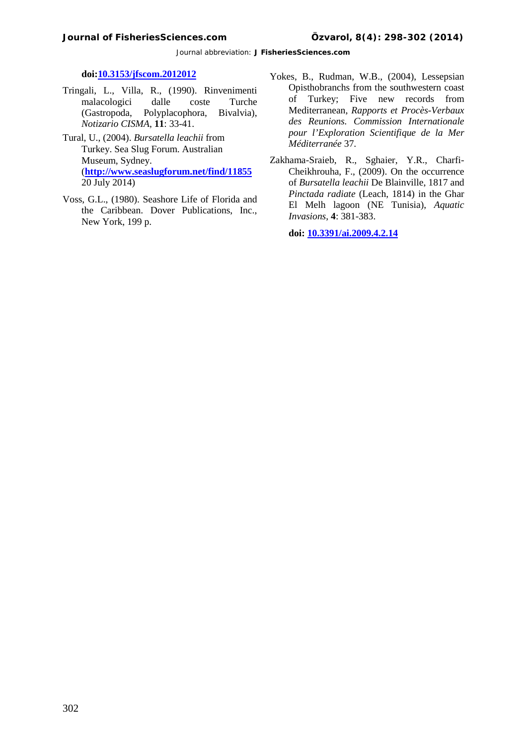**doi:**[**10.3153/jfscom.2012012**](10.3153/jfscom.2012012)

Tringali, L., Villa, R., (1990). Rinvenimenti malacologici dalle coste Turche (Gastropoda, Polyplacophora, Bivalvia), *Notizario CISMA*, **11**: 33-41.

Tural, U., (2004). *Bursatella leachii* from Turkey. Sea Slug Forum. Australian Museum, Sydney. (**http://www.seaslugforum.net/find/11855** 20 July 2014)

Voss, G.L., (1980). Seashore Life of Florida and the Caribbean. Dover Publications, Inc., New York, 199 p.

Yokes, B., Rudman, W.B., (2004), Lessepsian Opisthobranchs from the southwestern coast of Turkey; Five new records from Mediterranean, *Rapports et Procès-Verbaux des Reunions. Commission Internationale pour l'Exploration Scientifique de la Mer Méditerranée* 37.

Zakhama-Sraieb, R., Sghaier, Y.R., Charfi-Cheikhrouha, F., (2009). On the occurrence of *Bursatella leachii* De Blainville, 1817 and *Pinctada radiate* (Leach, 1814) in the Ghar El Melh lagoon (NE Tunisia), *Aquatic Invasions*, **4**: 381-383.

**doi:** **10.3391/ai.2009.4.2.14**